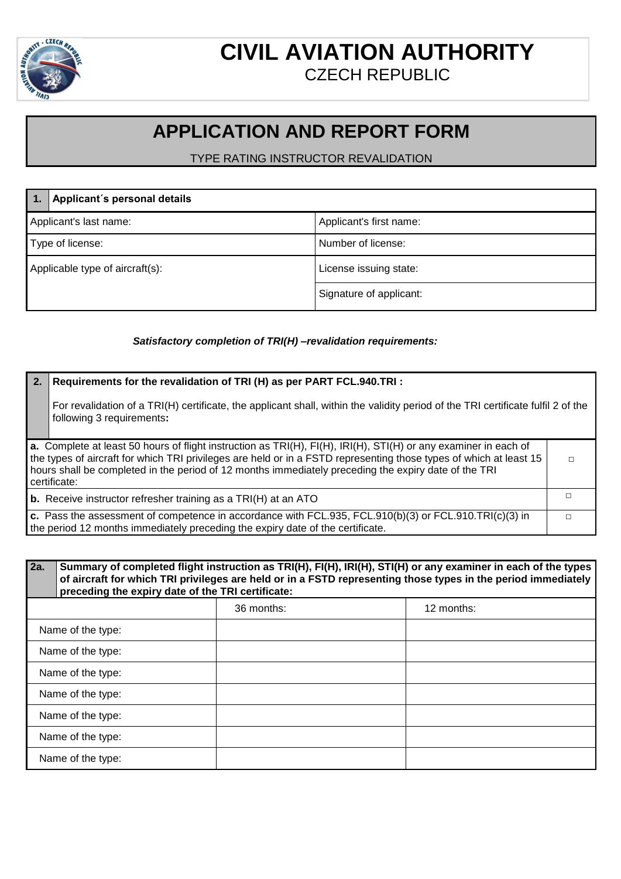# CIVIL AVIATION AUTHORITY

CZECH REPUBLIC

# APPLICATION AND REPORT FORM

TYPE RATING INSTRUCTOR REVALIDATION

| 1. | **Applicant´s personal details** |
|---|---|
| Applicant's last name: | Applicant's first name: |
| Type of license: | Number of license: |
| Applicable type of aircraft(s): | License issuing state: |
| | Signature of applicant: |

***Satisfactory completion of TRI(H) –revalidation requirements:***

| 2. | **Requirements for the revalidation of TRI (H) as per PART FCL.940.TRI :** For revalidation of a TRI(H) certificate, the applicant shall, within the validity period of the TRI certificate fulfil 2 of the following 3 requirements**:** |
|---|---|
| **a.** Complete at least 50 hours of flight instruction as TRI(H), FI(H), IRI(H), STI(H) or any examiner in each of the types of aircraft for which TRI privileges are held or in a FSTD representing those types of which at least 15 hours shall be completed in the period of 12 months immediately preceding the expiry date of the TRI certificate: | □ |
| **b.** Receive instructor refresher training as a TRI(H) at an ATO | □ |
| **c.** Pass the assessment of competence in accordance with FCL.935, FCL.910(b)(3) or FCL.910.TRI(c)(3) in the period 12 months immediately preceding the expiry date of the certificate. | □ |

| 2a. | **Summary of completed flight instruction as TRI(H), FI(H), IRI(H), STI(H) or any examiner in each of the types of aircraft for which TRI privileges are held or in a FSTD representing those types in the period immediately preceding the expiry date of the TRI certificate:** | |
|---|---|---|
| | 36 months: | 12 months: |
| Name of the type: | | |
| Name of the type: | | |
| Name of the type: | | |
| Name of the type: | | |
| Name of the type: | | |
| Name of the type: | | |
| Name of the type: | | |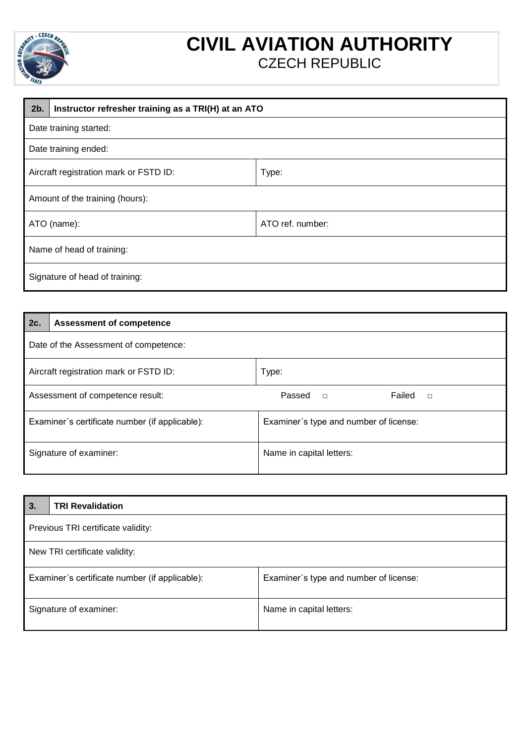# CIVIL AVIATION AUTHORITY
CZECH REPUBLIC

| **2b.** | **Instructor refresher training as a TRI(H) at an ATO** |
|---|---|
| Date training started: | |
| Date training ended: | |
| Aircraft registration mark or FSTD ID: | Type: |
| Amount of the training (hours): | |
| ATO (name): | ATO ref. number: |
| Name of head of training: | |
| Signature of head of training: | |

| **2c.** | **Assessment of competence** |
|---|---|
| Date of the Assessment of competence: | |
| Aircraft registration mark or FSTD ID: | Type: |
| Assessment of competence result: | Passed □ Failed □ |
| Examiner´s certificate number (if applicable): | Examiner´s type and number of license: |
| Signature of examiner: | Name in capital letters: |

| **3.** | **TRI Revalidation** |
|---|---|
| Previous TRI certificate validity: | |
| New TRI certificate validity: | |
| Examiner´s certificate number (if applicable): | Examiner´s type and number of license: |
| Signature of examiner: | Name in capital letters: |